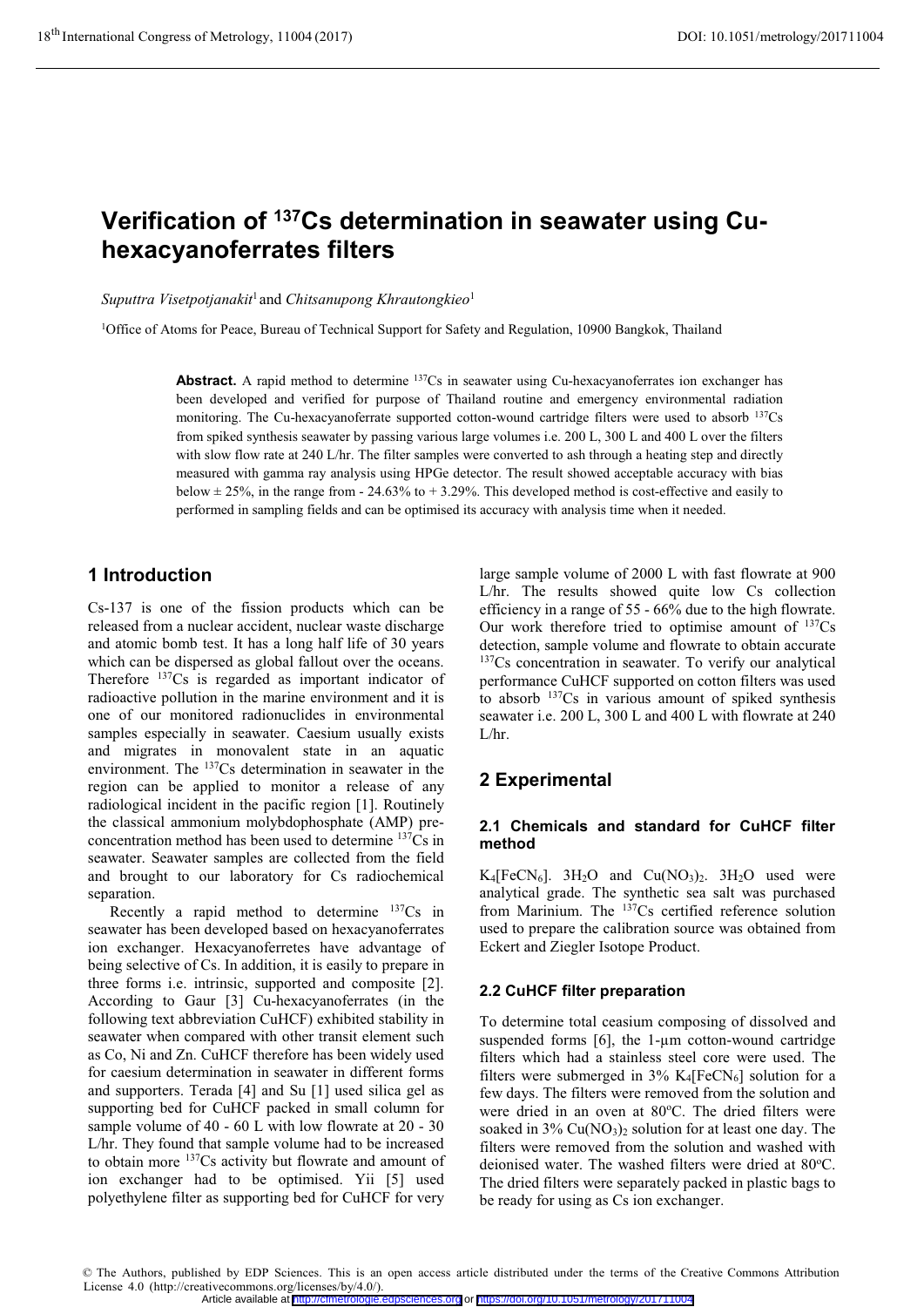# Verification of $^{137}$Cs determination in seawater using Cu-hexacyanoferrates filters

*Suputtra Visetpotjanakit*[1] and *Chitsanupong Khrautongkieo*[1]

[1]Office of Atoms for Peace, Bureau of Technical Support for Safety and Regulation, 10900 Bangkok, Thailand

**Abstract.** A rapid method to determine $^{137}$Cs in seawater using Cu-hexacyanoferrates ion exchanger has been developed and verified for purpose of Thailand routine and emergency environmental radiation monitoring. The Cu-hexacyanoferrate supported cotton-wound cartridge filters were used to absorb $^{137}$Cs from spiked synthesis seawater by passing various large volumes i.e. 200 L, 300 L and 400 L over the filters with slow flow rate at 240 L/hr. The filter samples were converted to ash through a heating step and directly measured with gamma ray analysis using HPGe detector. The result showed acceptable accuracy with bias below ± 25%, in the range from - 24.63% to + 3.29%. This developed method is cost-effective and easily to performed in sampling fields and can be optimised its accuracy with analysis time when it needed.

## 1 Introduction

Cs-137 is one of the fission products which can be released from a nuclear accident, nuclear waste discharge and atomic bomb test. It has a long half life of 30 years which can be dispersed as global fallout over the oceans. Therefore $^{137}$Cs is regarded as important indicator of radioactive pollution in the marine environment and it is one of our monitored radionuclides in environmental samples especially in seawater. Caesium usually exists and migrates in monovalent state in an aquatic environment. The $^{137}$Cs determination in seawater in the region can be applied to monitor a release of any radiological incident in the pacific region [1]. Routinely the classical ammonium molybdophosphate (AMP) pre-concentration method has been used to determine $^{137}$Cs in seawater. Seawater samples are collected from the field and brought to our laboratory for Cs radiochemical separation.

Recently a rapid method to determine $^{137}$Cs in seawater has been developed based on hexacyanoferrates ion exchanger. Hexacyanoferretes have advantage of being selective of Cs. In addition, it is easily to prepare in three forms i.e. intrinsic, supported and composite [2]. According to Gaur [3] Cu-hexacyanoferrates (in the following text abbreviation CuHCF) exhibited stability in seawater when compared with other transit element such as Co, Ni and Zn. CuHCF therefore has been widely used for caesium determination in seawater in different forms and supporters. Terada [4] and Su [1] used silica gel as supporting bed for CuHCF packed in small column for sample volume of 40 - 60 L with low flowrate at 20 - 30 L/hr. They found that sample volume had to be increased to obtain more $^{137}$Cs activity but flowrate and amount of ion exchanger had to be optimised. Yii [5] used polyethylene filter as supporting bed for CuHCF for very large sample volume of 2000 L with fast flowrate at 900 L/hr. The results showed quite low Cs collection efficiency in a range of 55 - 66% due to the high flowrate. Our work therefore tried to optimise amount of $^{137}$Cs detection, sample volume and flowrate to obtain accurate $^{137}$Cs concentration in seawater. To verify our analytical performance CuHCF supported on cotton filters was used to absorb $^{137}$Cs in various amount of spiked synthesis seawater i.e. 200 L, 300 L and 400 L with flowrate at 240 L/hr.

## 2 Experimental

### 2.1 Chemicals and standard for CuHCF filter method

$K_4[FeCN_6]$. $3H_2O$ and $Cu(NO_3)_2$. $3H_2O$ used were analytical grade. The synthetic sea salt was purchased from Marinium. The $^{137}$Cs certified reference solution used to prepare the calibration source was obtained from Eckert and Ziegler Isotope Product.

### 2.2 CuHCF filter preparation

To determine total ceasium composing of dissolved and suspended forms [6], the 1-µm cotton-wound cartridge filters which had a stainless steel core were used. The filters were submerged in 3% $K_4[FeCN_6]$ solution for a few days. The filters were removed from the solution and were dried in an oven at 80°C. The dried filters were soaked in 3% $Cu(NO_3)_2$ solution for at least one day. The filters were removed from the solution and washed with deionised water. The washed filters were dried at 80°C. The dried filters were separately packed in plastic bags to be ready for using as Cs ion exchanger.

© The Authors, published by EDP Sciences. This is an open access article distributed under the terms of the Creative Commons Attribution License 4.0 (http://creativecommons.org/licenses/by/4.0/).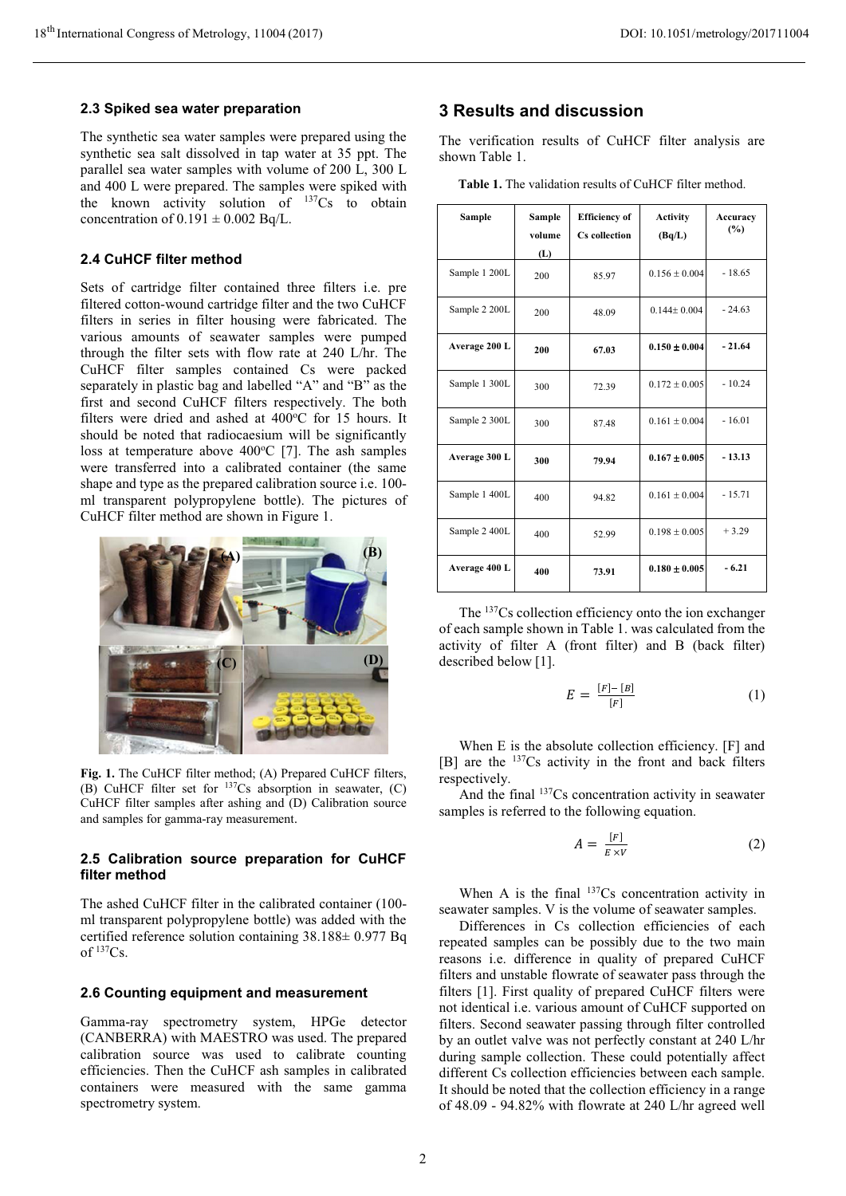### 2.3 Spiked sea water preparation

The synthetic sea water samples were prepared using the synthetic sea salt dissolved in tap water at 35 ppt. The parallel sea water samples with volume of 200 L, 300 L and 400 L were prepared. The samples were spiked with the known activity solution of $^{137}$Cs to obtain concentration of 0.191 ± 0.002 Bq/L.

### 2.4 CuHCF filter method

Sets of cartridge filter contained three filters i.e. pre filtered cotton-wound cartridge filter and the two CuHCF filters in series in filter housing were fabricated. The various amounts of seawater samples were pumped through the filter sets with flow rate at 240 L/hr. The CuHCF filter samples contained Cs were packed separately in plastic bag and labelled "A" and "B" as the first and second CuHCF filters respectively. The both filters were dried and ashed at 400°C for 15 hours. It should be noted that radiocaesium will be significantly loss at temperature above 400°C [7]. The ash samples were transferred into a calibrated container (the same shape and type as the prepared calibration source i.e. 100-ml transparent polypropylene bottle). The pictures of CuHCF filter method are shown in Figure 1.

**Fig. 1.** The CuHCF filter method; (A) Prepared CuHCF filters, (B) CuHCF filter set for $^{137}$Cs absorption in seawater, (C) CuHCF filter samples after ashing and (D) Calibration source and samples for gamma-ray measurement.

### 2.5 Calibration source preparation for CuHCF filter method

The ashed CuHCF filter in the calibrated container (100-ml transparent polypropylene bottle) was added with the certified reference solution containing 38.188± 0.977 Bq of $^{137}$Cs.

### 2.6 Counting equipment and measurement

Gamma-ray spectrometry system, HPGe detector (CANBERRA) with MAESTRO was used. The prepared calibration source was used to calibrate counting efficiencies. Then the CuHCF ash samples in calibrated containers were measured with the same gamma spectrometry system.

## 3 Results and discussion

The verification results of CuHCF filter analysis are shown Table 1.

**Table 1.** The validation results of CuHCF filter method.

| Sample | Sample volume (L) | Efficiency of Cs collection | Activity (Bq/L) | Accuracy (%) |
|---|---|---|---|---|
| Sample 1 200L | 200 | 85.97 | 0.156 ± 0.004 | - 18.65 |
| Sample 2 200L | 200 | 48.09 | 0.144± 0.004 | - 24.63 |
| **Average 200 L** | **200** | **67.03** | **0.150 ± 0.004** | **- 21.64** |
| Sample 1 300L | 300 | 72.39 | 0.172 ± 0.005 | - 10.24 |
| Sample 2 300L | 300 | 87.48 | 0.161 ± 0.004 | - 16.01 |
| **Average 300 L** | **300** | **79.94** | **0.167 ± 0.005** | **- 13.13** |
| Sample 1 400L | 400 | 94.82 | 0.161 ± 0.004 | - 15.71 |
| Sample 2 400L | 400 | 52.99 | 0.198 ± 0.005 | + 3.29 |
| **Average 400 L** | **400** | **73.91** | **0.180 ± 0.005** | **- 6.21** |

The $^{137}$Cs collection efficiency onto the ion exchanger of each sample shown in Table 1. was calculated from the activity of filter A (front filter) and B (back filter) described below [1].

$$E = \frac{[F] - [B]}{[F]} \tag{1}$$

When E is the absolute collection efficiency. [F] and [B] are the $^{137}$Cs activity in the front and back filters respectively.

And the final $^{137}$Cs concentration activity in seawater samples is referred to the following equation.

$$A = \frac{[F]}{E \times V} \tag{2}$$

When A is the final $^{137}$Cs concentration activity in seawater samples. V is the volume of seawater samples.

Differences in Cs collection efficiencies of each repeated samples can be possibly due to the two main reasons i.e. difference in quality of prepared CuHCF filters and unstable flowrate of seawater pass through the filters [1]. First quality of prepared CuHCF filters were not identical i.e. various amount of CuHCF supported on filters. Second seawater passing through filter controlled by an outlet valve was not perfectly constant at 240 L/hr during sample collection. These could potentially affect different Cs collection efficiencies between each sample. It should be noted that the collection efficiency in a range of 48.09 - 94.82% with flowrate at 240 L/hr agreed well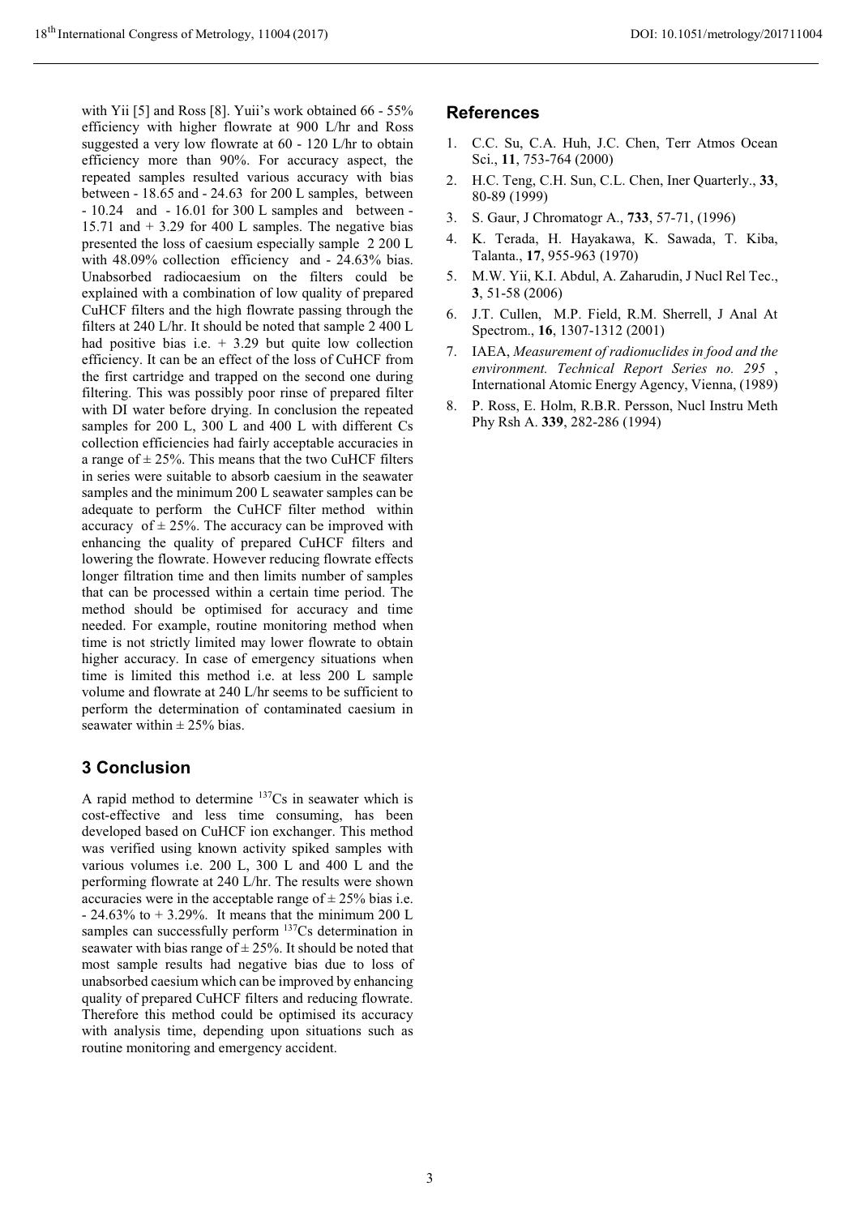with Yii [5] and Ross [8]. Yuii's work obtained 66 - 55% efficiency with higher flowrate at 900 L/hr and Ross suggested a very low flowrate at 60 - 120 L/hr to obtain efficiency more than 90%. For accuracy aspect, the repeated samples resulted various accuracy with bias between - 18.65 and - 24.63 for 200 L samples, between - 10.24 and - 16.01 for 300 L samples and between - 15.71 and + 3.29 for 400 L samples. The negative bias presented the loss of caesium especially sample 2 200 L with 48.09% collection efficiency and - 24.63% bias. Unabsorbed radiocaesium on the filters could be explained with a combination of low quality of prepared CuHCF filters and the high flowrate passing through the filters at 240 L/hr. It should be noted that sample 2 400 L had positive bias i.e. + 3.29 but quite low collection efficiency. It can be an effect of the loss of CuHCF from the first cartridge and trapped on the second one during filtering. This was possibly poor rinse of prepared filter with DI water before drying. In conclusion the repeated samples for 200 L, 300 L and 400 L with different Cs collection efficiencies had fairly acceptable accuracies in a range of ± 25%. This means that the two CuHCF filters in series were suitable to absorb caesium in the seawater samples and the minimum 200 L seawater samples can be adequate to perform the CuHCF filter method within accuracy of ± 25%. The accuracy can be improved with enhancing the quality of prepared CuHCF filters and lowering the flowrate. However reducing flowrate effects longer filtration time and then limits number of samples that can be processed within a certain time period. The method should be optimised for accuracy and time needed. For example, routine monitoring method when time is not strictly limited may lower flowrate to obtain higher accuracy. In case of emergency situations when time is limited this method i.e. at less 200 L sample volume and flowrate at 240 L/hr seems to be sufficient to perform the determination of contaminated caesium in seawater within ± 25% bias.

## 3 Conclusion

A rapid method to determine $^{137}$Cs in seawater which is cost-effective and less time consuming, has been developed based on CuHCF ion exchanger. This method was verified using known activity spiked samples with various volumes i.e. 200 L, 300 L and 400 L and the performing flowrate at 240 L/hr. The results were shown accuracies were in the acceptable range of ± 25% bias i.e. - 24.63% to + 3.29%. It means that the minimum 200 L samples can successfully perform $^{137}$Cs determination in seawater with bias range of ± 25%. It should be noted that most sample results had negative bias due to loss of unabsorbed caesium which can be improved by enhancing quality of prepared CuHCF filters and reducing flowrate. Therefore this method could be optimised its accuracy with analysis time, depending upon situations such as routine monitoring and emergency accident.

## References

1. C.C. Su, C.A. Huh, J.C. Chen, Terr Atmos Ocean Sci., **11**, 753-764 (2000)
2. H.C. Teng, C.H. Sun, C.L. Chen, Iner Quarterly., **33**, 80-89 (1999)
3. S. Gaur, J Chromatogr A., **733**, 57-71, (1996)
4. K. Terada, H. Hayakawa, K. Sawada, T. Kiba, Talanta., **17**, 955-963 (1970)
5. M.W. Yii, K.I. Abdul, A. Zaharudin, J Nucl Rel Tec., **3**, 51-58 (2006)
6. J.T. Cullen, M.P. Field, R.M. Sherrell, J Anal At Spectrom., **16**, 1307-1312 (2001)
7. IAEA, *Measurement of radionuclides in food and the environment. Technical Report Series no. 295* , International Atomic Energy Agency, Vienna, (1989)
8. P. Ross, E. Holm, R.B.R. Persson, Nucl Instru Meth Phy Rsh A. **339**, 282-286 (1994)